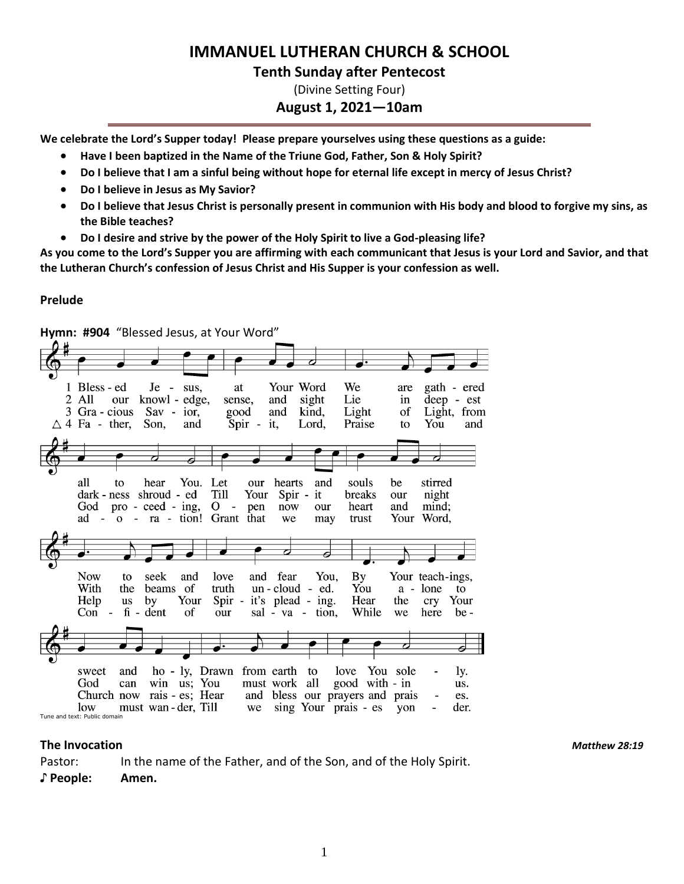# IMMANUEL LUTHERAN CHURCH & SCHOOL

## Tenth Sunday after Pentecost

(Divine Setting Four)

## August 1, 2021—10am

**We celebrate the Lord's Supper today! Please prepare yourselves using these questions as a guide:**

- **Have I been baptized in the Name of the Triune God, Father, Son & Holy Spirit?**
- **Do I believe that I am a sinful being without hope for eternal life except in mercy of Jesus Christ?**
- **Do I believe in Jesus as My Savior?**
- **Do I believe that Jesus Christ is personally present in communion with His body and blood to forgive my sins, as the Bible teaches?**
- **Do I desire and strive by the power of the Holy Spirit to live a God-pleasing life?**

**As you come to the Lord's Supper you are affirming with each communicant that Jesus is your Lord and Savior, and that the Lutheran Church's confession of Jesus Christ and His Supper is your confession as well.**

**Prelude**

**Hymn: #904** "Blessed Jesus, at Your Word"

1 Blessed Jesus, at Your Word We are gathered all to hear You. Let our hearts and souls be stirred Now to seek and love and fear You, By Your teachings, sweet and holy, Drawn from earth to love You solely.

2 All our knowledge, sense, and sight Lie in deepest darkness shrouded Till Your Spirit breaks our night With the beams of truth unclouded. You alone to God can win us; You must work all good within us.

3 Gracious Savior, good and kind, Light of Light, from God proceeding, Open now our heart and mind; Help us by Your Spirit's pleading. Hear the cry Your Church now raises; Hear and bless our prayers and praises.

△ 4 Father, Son, and Spirit, Lord, Praise to You and adoration! Grant that we may trust Your Word, Confident of our salvation, While we here below must wander, Till we sing Your praises yonder.

Tune and text: Public domain

**The Invocation** ***Matthew 28:19***

Pastor: In the name of the Father, and of the Son, and of the Holy Spirit.

**♪ People: Amen.**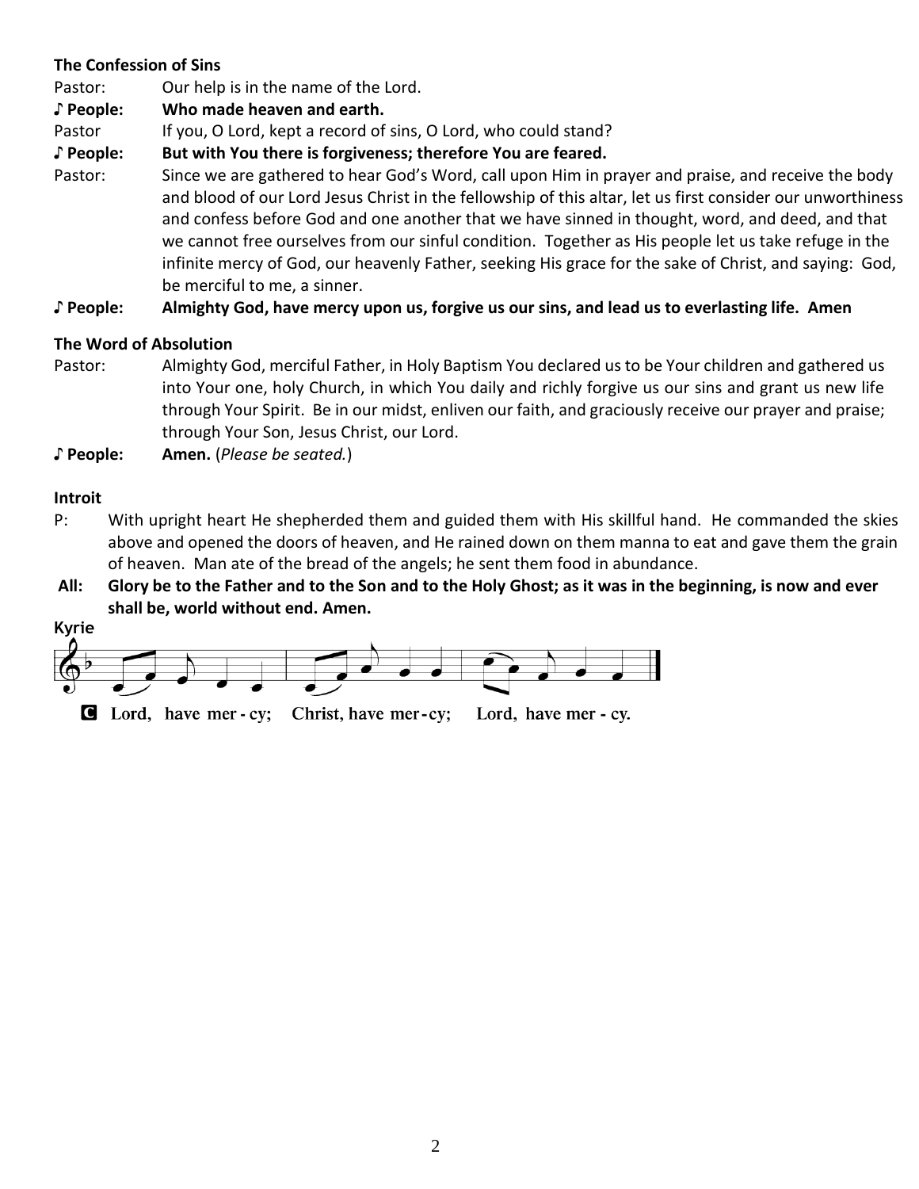**The Confession of Sins**

Pastor: Our help is in the name of the Lord.

♪ **People: Who made heaven and earth.**

Pastor If you, O Lord, kept a record of sins, O Lord, who could stand?

♪ **People: But with You there is forgiveness; therefore You are feared.**

Pastor: Since we are gathered to hear God's Word, call upon Him in prayer and praise, and receive the body and blood of our Lord Jesus Christ in the fellowship of this altar, let us first consider our unworthiness and confess before God and one another that we have sinned in thought, word, and deed, and that we cannot free ourselves from our sinful condition. Together as His people let us take refuge in the infinite mercy of God, our heavenly Father, seeking His grace for the sake of Christ, and saying: God, be merciful to me, a sinner.

♪ **People: Almighty God, have mercy upon us, forgive us our sins, and lead us to everlasting life. Amen**

**The Word of Absolution**

Pastor: Almighty God, merciful Father, in Holy Baptism You declared us to be Your children and gathered us into Your one, holy Church, in which You daily and richly forgive us our sins and grant us new life through Your Spirit. Be in our midst, enliven our faith, and graciously receive our prayer and praise; through Your Son, Jesus Christ, our Lord.

♪ **People: Amen.** (*Please be seated.*)

**Introit**

P: With upright heart He shepherded them and guided them with His skillful hand. He commanded the skies above and opened the doors of heaven, and He rained down on them manna to eat and gave them the grain of heaven. Man ate of the bread of the angels; he sent them food in abundance.

**All: Glory be to the Father and to the Son and to the Holy Ghost; as it was in the beginning, is now and ever shall be, world without end. Amen.**

**Kyrie**

C Lord, have mer - cy; Christ, have mer - cy; Lord, have mer - cy.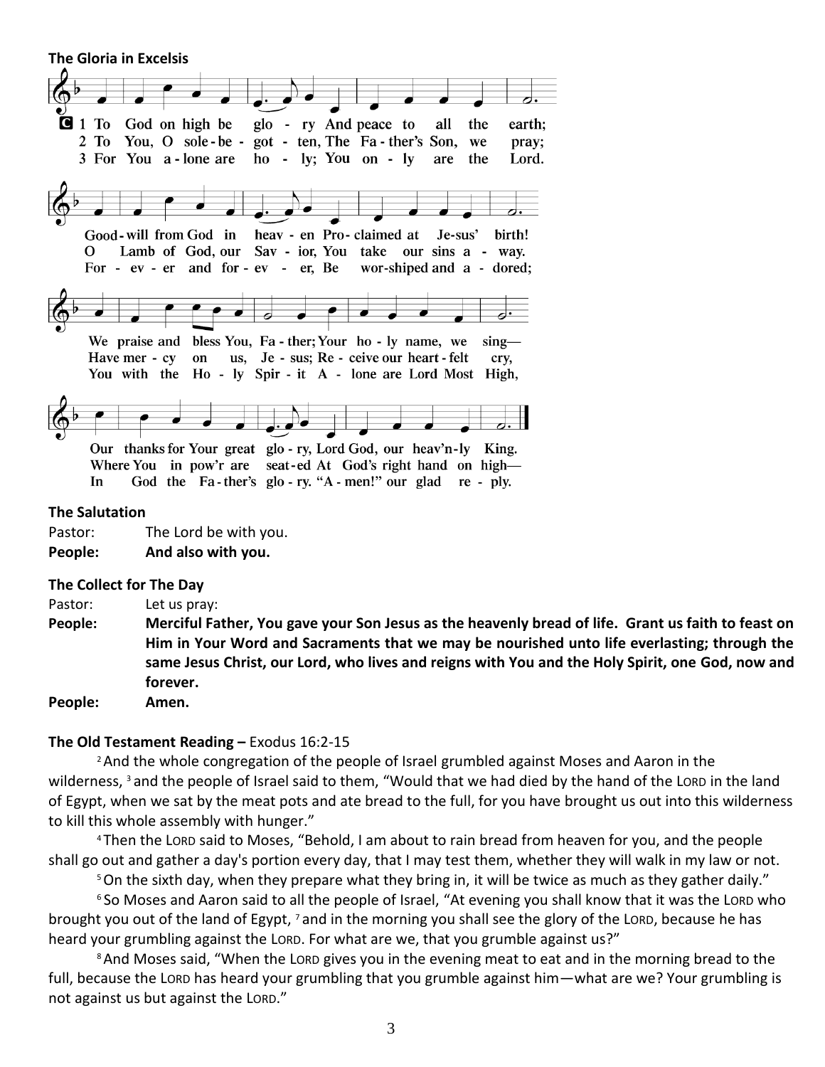**The Gloria in Excelsis**

1 To God on high be glo - ry And peace to all the earth;
Good-will from God in heav - en Pro-claimed at Je-sus' birth!
We praise and bless You, Fa - ther; Your ho - ly name, we sing—
Our thanks for Your great glo - ry, Lord God, our heav'n-ly King.

2 To You, O sole-be - got - ten, The Fa - ther's Son, we pray;
O Lamb of God, our Sav - ior, You take our sins a - way.
Have mer - cy on us, Je - sus; Re - ceive our heart-felt cry,
Where You in pow'r are seat-ed At God's right hand on high—

3 For You a-lone are ho - ly; You on - ly are the Lord.
For - ev - er and for - ev - er, Be wor-shiped and a - dored;
You with the Ho - ly Spir - it A - lone are Lord Most High,
In God the Fa-ther's glo - ry. "A - men!" our glad re - ply.

**The Salutation**

Pastor: The Lord be with you.

**People: And also with you.**

**The Collect for The Day**

Pastor: Let us pray:

**People: Merciful Father, You gave your Son Jesus as the heavenly bread of life. Grant us faith to feast on Him in Your Word and Sacraments that we may be nourished unto life everlasting; through the same Jesus Christ, our Lord, who lives and reigns with You and the Holy Spirit, one God, now and forever.**

**People: Amen.**

**The Old Testament Reading –** Exodus 16:2-15

[2] And the whole congregation of the people of Israel grumbled against Moses and Aaron in the wilderness, [3] and the people of Israel said to them, "Would that we had died by the hand of the LORD in the land of Egypt, when we sat by the meat pots and ate bread to the full, for you have brought us out into this wilderness to kill this whole assembly with hunger."

[4] Then the LORD said to Moses, "Behold, I am about to rain bread from heaven for you, and the people shall go out and gather a day's portion every day, that I may test them, whether they will walk in my law or not. [5] On the sixth day, when they prepare what they bring in, it will be twice as much as they gather daily."

[6] So Moses and Aaron said to all the people of Israel, "At evening you shall know that it was the LORD who brought you out of the land of Egypt, [7] and in the morning you shall see the glory of the LORD, because he has heard your grumbling against the LORD. For what are we, that you grumble against us?"

[8] And Moses said, "When the LORD gives you in the evening meat to eat and in the morning bread to the full, because the LORD has heard your grumbling that you grumble against him—what are we? Your grumbling is not against us but against the LORD."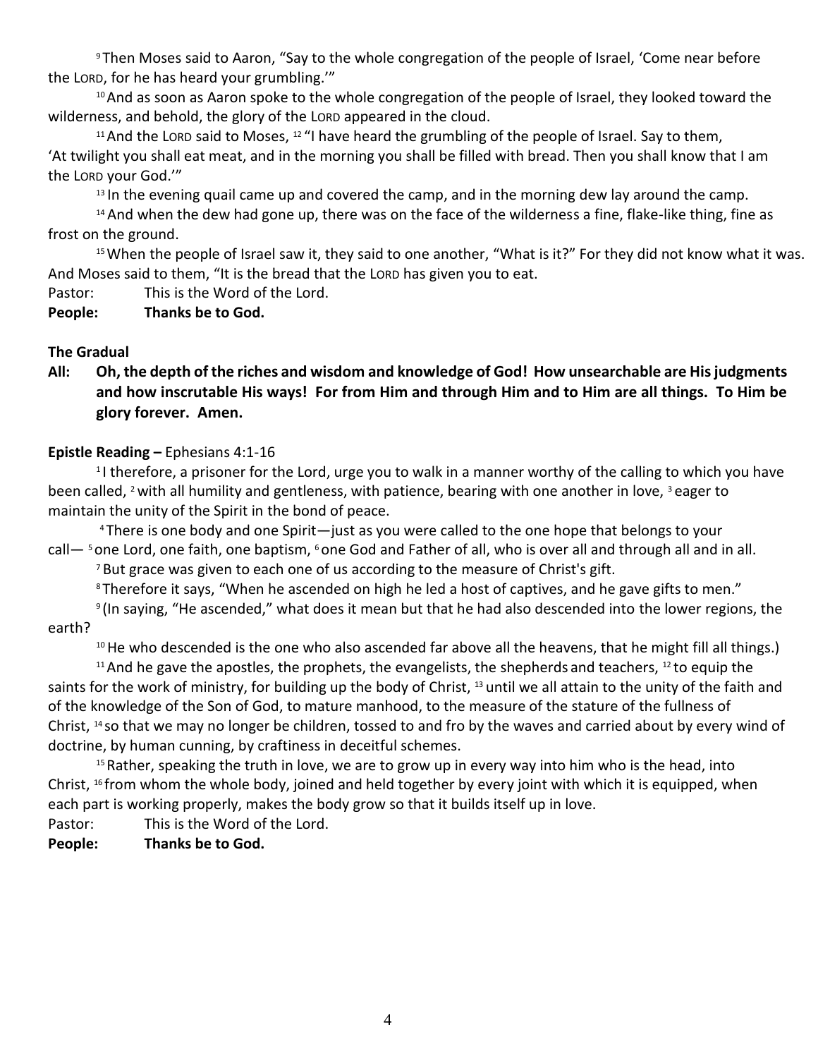[9] Then Moses said to Aaron, "Say to the whole congregation of the people of Israel, 'Come near before the LORD, for he has heard your grumbling.'"

[10] And as soon as Aaron spoke to the whole congregation of the people of Israel, they looked toward the wilderness, and behold, the glory of the LORD appeared in the cloud.

[11] And the LORD said to Moses, [12] "I have heard the grumbling of the people of Israel. Say to them, 'At twilight you shall eat meat, and in the morning you shall be filled with bread. Then you shall know that I am the LORD your God.'"

[13] In the evening quail came up and covered the camp, and in the morning dew lay around the camp.

[14] And when the dew had gone up, there was on the face of the wilderness a fine, flake-like thing, fine as frost on the ground.

[15] When the people of Israel saw it, they said to one another, "What is it?" For they did not know what it was. And Moses said to them, "It is the bread that the LORD has given you to eat.

Pastor: This is the Word of the Lord.

**People: Thanks be to God.**

**The Gradual**

**All: Oh, the depth of the riches and wisdom and knowledge of God! How unsearchable are His judgments and how inscrutable His ways! For from Him and through Him and to Him are all things. To Him be glory forever. Amen.**

**Epistle Reading –** Ephesians 4:1-16

[1] I therefore, a prisoner for the Lord, urge you to walk in a manner worthy of the calling to which you have been called, [2] with all humility and gentleness, with patience, bearing with one another in love, [3] eager to maintain the unity of the Spirit in the bond of peace.

[4] There is one body and one Spirit—just as you were called to the one hope that belongs to your call— [5] one Lord, one faith, one baptism, [6] one God and Father of all, who is over all and through all and in all.

[7] But grace was given to each one of us according to the measure of Christ's gift.

[8] Therefore it says, "When he ascended on high he led a host of captives, and he gave gifts to men."

[9] (In saying, "He ascended," what does it mean but that he had also descended into the lower regions, the earth?

[10] He who descended is the one who also ascended far above all the heavens, that he might fill all things.)

[11] And he gave the apostles, the prophets, the evangelists, the shepherds and teachers, [12] to equip the saints for the work of ministry, for building up the body of Christ, [13] until we all attain to the unity of the faith and of the knowledge of the Son of God, to mature manhood, to the measure of the stature of the fullness of Christ, [14] so that we may no longer be children, tossed to and fro by the waves and carried about by every wind of doctrine, by human cunning, by craftiness in deceitful schemes.

[15] Rather, speaking the truth in love, we are to grow up in every way into him who is the head, into Christ, [16] from whom the whole body, joined and held together by every joint with which it is equipped, when each part is working properly, makes the body grow so that it builds itself up in love.

Pastor: This is the Word of the Lord.

**People: Thanks be to God.**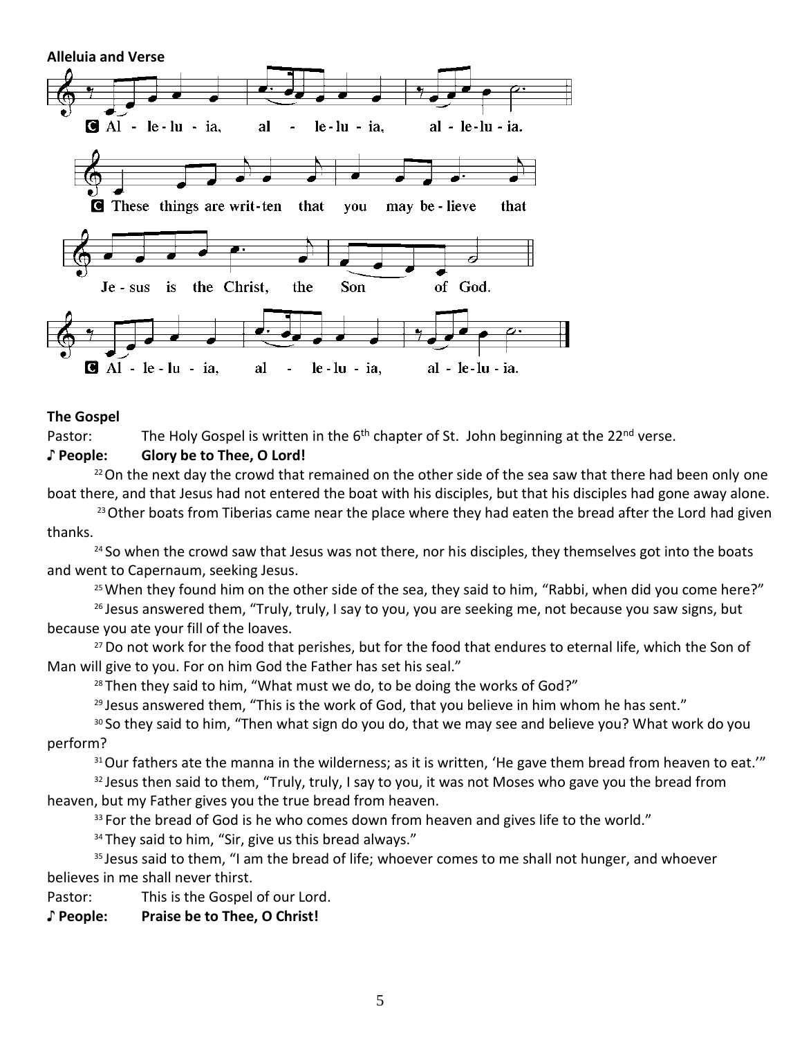**Alleluia and Verse**

C Al - le - lu - ia, al - le - lu - ia, al - le - lu - ia.

C These things are writ - ten that you may be - lieve that Je - sus is the Christ, the Son of God.

C Al - le - lu - ia, al - le - lu - ia, al - le - lu - ia.

**The Gospel**

Pastor: The Holy Gospel is written in the 6th chapter of St. John beginning at the 22nd verse.

**♪ People: Glory be to Thee, O Lord!**

22 On the next day the crowd that remained on the other side of the sea saw that there had been only one boat there, and that Jesus had not entered the boat with his disciples, but that his disciples had gone away alone.

23 Other boats from Tiberias came near the place where they had eaten the bread after the Lord had given thanks.

24 So when the crowd saw that Jesus was not there, nor his disciples, they themselves got into the boats and went to Capernaum, seeking Jesus.

25 When they found him on the other side of the sea, they said to him, “Rabbi, when did you come here?”

26 Jesus answered them, “Truly, truly, I say to you, you are seeking me, not because you saw signs, but because you ate your fill of the loaves.

27 Do not work for the food that perishes, but for the food that endures to eternal life, which the Son of Man will give to you. For on him God the Father has set his seal.”

28 Then they said to him, “What must we do, to be doing the works of God?”

29 Jesus answered them, “This is the work of God, that you believe in him whom he has sent.”

30 So they said to him, “Then what sign do you do, that we may see and believe you? What work do you perform?

31 Our fathers ate the manna in the wilderness; as it is written, ‘He gave them bread from heaven to eat.’”

32 Jesus then said to them, “Truly, truly, I say to you, it was not Moses who gave you the bread from heaven, but my Father gives you the true bread from heaven.

33 For the bread of God is he who comes down from heaven and gives life to the world.”

34 They said to him, “Sir, give us this bread always.”

35 Jesus said to them, “I am the bread of life; whoever comes to me shall not hunger, and whoever believes in me shall never thirst.

Pastor: This is the Gospel of our Lord.

**♪ People: Praise be to Thee, O Christ!**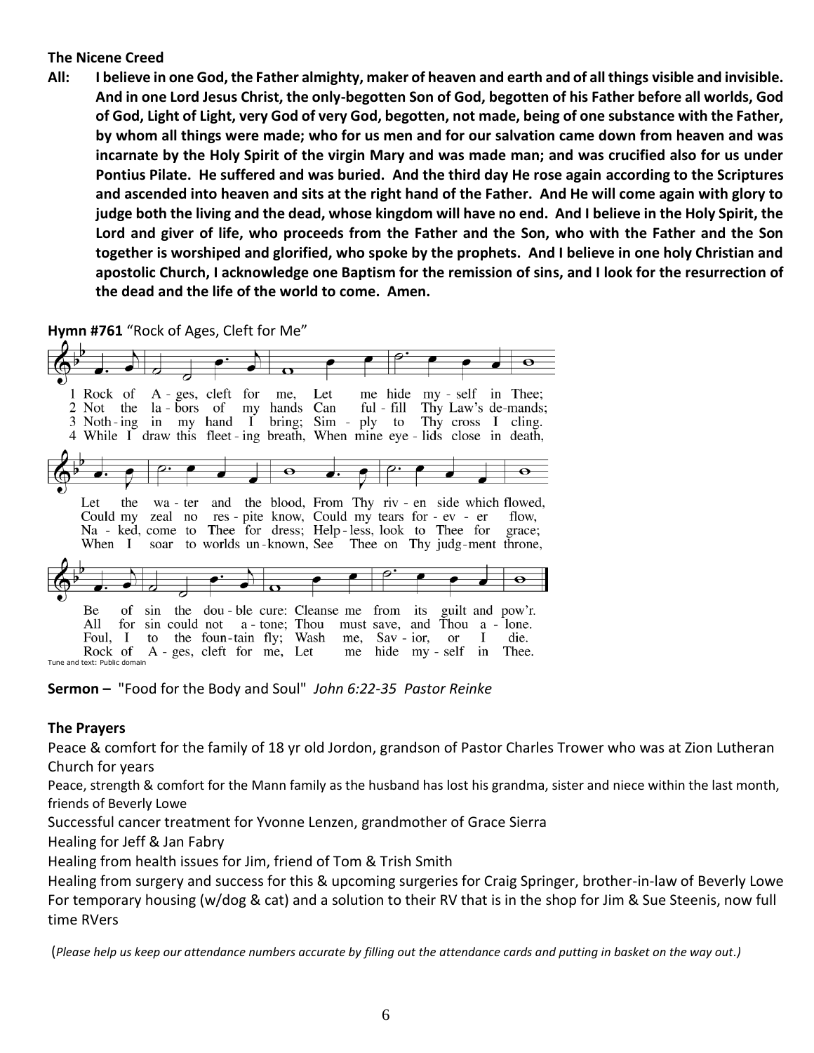**The Nicene Creed**

**All: I believe in one God, the Father almighty, maker of heaven and earth and of all things visible and invisible. And in one Lord Jesus Christ, the only-begotten Son of God, begotten of his Father before all worlds, God of God, Light of Light, very God of very God, begotten, not made, being of one substance with the Father, by whom all things were made; who for us men and for our salvation came down from heaven and was incarnate by the Holy Spirit of the virgin Mary and was made man; and was crucified also for us under Pontius Pilate. He suffered and was buried. And the third day He rose again according to the Scriptures and ascended into heaven and sits at the right hand of the Father. And He will come again with glory to judge both the living and the dead, whose kingdom will have no end. And I believe in the Holy Spirit, the Lord and giver of life, who proceeds from the Father and the Son, who with the Father and the Son together is worshiped and glorified, who spoke by the prophets. And I believe in one holy Christian and apostolic Church, I acknowledge one Baptism for the remission of sins, and I look for the resurrection of the dead and the life of the world to come. Amen.**

**Hymn #761** "Rock of Ages, Cleft for Me"

1 Rock of Ages, cleft for me, Let me hide myself in Thee;
Let the water and the blood, From Thy riven side which flowed,
Be of sin the double cure: Cleanse me from its guilt and pow'r.

2 Not the labors of my hands Can fulfill Thy Law's demands;
Could my zeal no respite know, Could my tears forever flow,
All for sin could not atone; Thou must save, and Thou alone.

3 Nothing in my hand I bring; Simply to Thy cross I cling.
Naked, come to Thee for dress; Helpless, look to Thee for grace;
Foul, I to the fountain fly; Wash me, Savior, or I die.

4 While I draw this fleeting breath, When mine eyelids close in death,
When I soar to worlds unknown, See Thee on Thy judgment throne,
Rock of Ages, cleft for me, Let me hide myself in Thee.

Tune and text: Public domain

**Sermon –** "Food for the Body and Soul" *John 6:22-35 Pastor Reinke*

**The Prayers**

Peace & comfort for the family of 18 yr old Jordon, grandson of Pastor Charles Trower who was at Zion Lutheran Church for years

Peace, strength & comfort for the Mann family as the husband has lost his grandma, sister and niece within the last month, friends of Beverly Lowe

Successful cancer treatment for Yvonne Lenzen, grandmother of Grace Sierra

Healing for Jeff & Jan Fabry

Healing from health issues for Jim, friend of Tom & Trish Smith

Healing from surgery and success for this & upcoming surgeries for Craig Springer, brother-in-law of Beverly Lowe

For temporary housing (w/dog & cat) and a solution to their RV that is in the shop for Jim & Sue Steenis, now full time RVers

(*Please help us keep our attendance numbers accurate by filling out the attendance cards and putting in basket on the way out.)*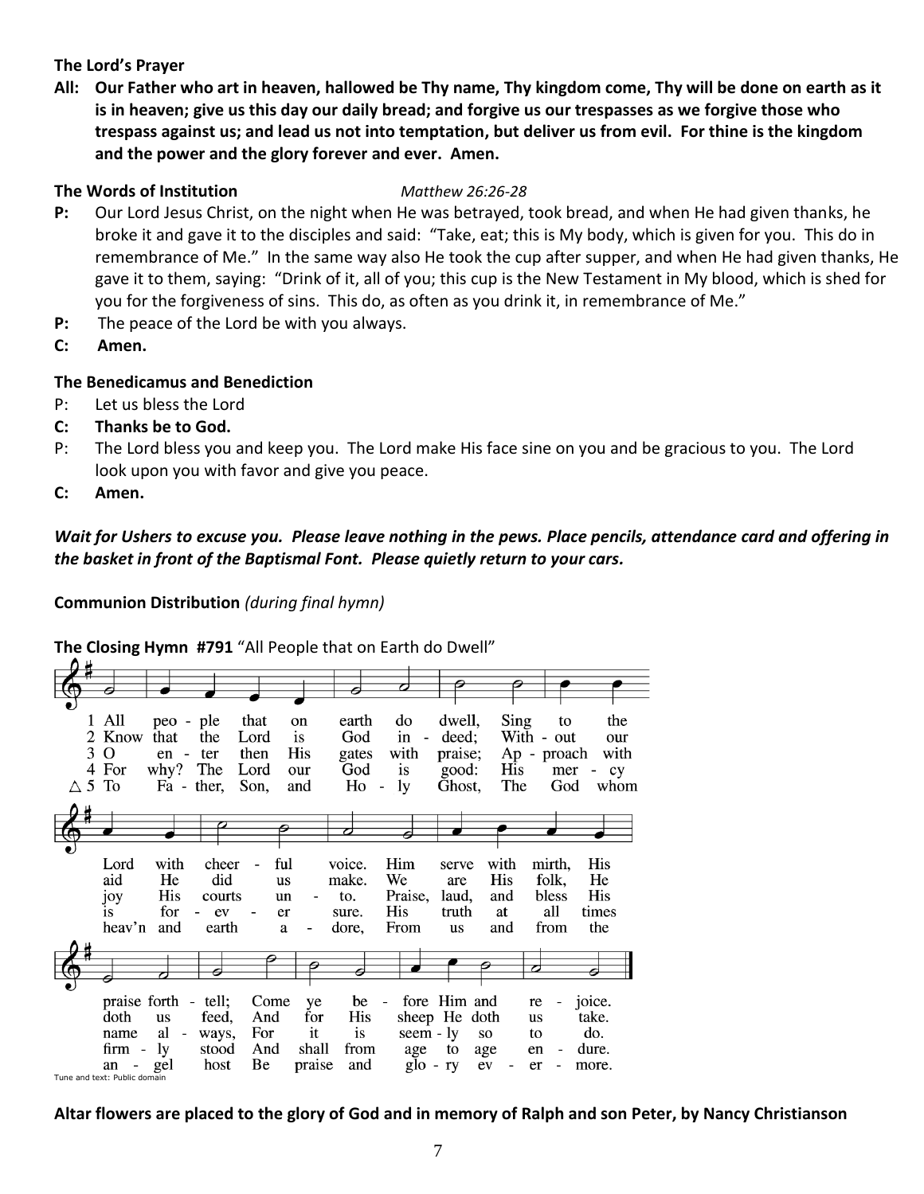**The Lord's Prayer**

**All: Our Father who art in heaven, hallowed be Thy name, Thy kingdom come, Thy will be done on earth as it is in heaven; give us this day our daily bread; and forgive us our trespasses as we forgive those who trespass against us; and lead us not into temptation, but deliver us from evil. For thine is the kingdom and the power and the glory forever and ever. Amen.**

**The Words of Institution** *Matthew 26:26-28*

**P:** Our Lord Jesus Christ, on the night when He was betrayed, took bread, and when He had given thanks, he broke it and gave it to the disciples and said: "Take, eat; this is My body, which is given for you. This do in remembrance of Me." In the same way also He took the cup after supper, and when He had given thanks, He gave it to them, saying: "Drink of it, all of you; this cup is the New Testament in My blood, which is shed for you for the forgiveness of sins. This do, as often as you drink it, in remembrance of Me."

**P:** The peace of the Lord be with you always.

**C: Amen.**

**The Benedicamus and Benediction**

P: Let us bless the Lord

**C: Thanks be to God.**

P: The Lord bless you and keep you. The Lord make His face sine on you and be gracious to you. The Lord look upon you with favor and give you peace.

**C: Amen.**

***Wait for Ushers to excuse you. Please leave nothing in the pews. Place pencils, attendance card and offering in the basket in front of the Baptismal Font. Please quietly return to your cars.***

**Communion Distribution** *(during final hymn)*

**The Closing Hymn #791** "All People that on Earth do Dwell"

1 All people that on earth do dwell, Sing to the Lord with cheerful voice. Him serve with mirth, His praise forth-tell; Come ye before Him and rejoice.

2 Know that the Lord is God indeed; Without our aid He did us make. We are His folk, He doth us feed, And for His sheep He doth us take.

3 O enter then His gates with praise; Approach with joy His courts unto. Praise, laud, and bless His name always, For it is seemly so to do.

4 For why? The Lord our God is good: His mercy is forever sure. His truth at all times firmly stood And shall from age to age endure.

△ 5 To Father, Son, and Holy Ghost, The God whom heav'n and earth adore, From us and from the angel host Be praise and glory evermore.

Tune and text: Public domain

**Altar flowers are placed to the glory of God and in memory of Ralph and son Peter, by Nancy Christianson**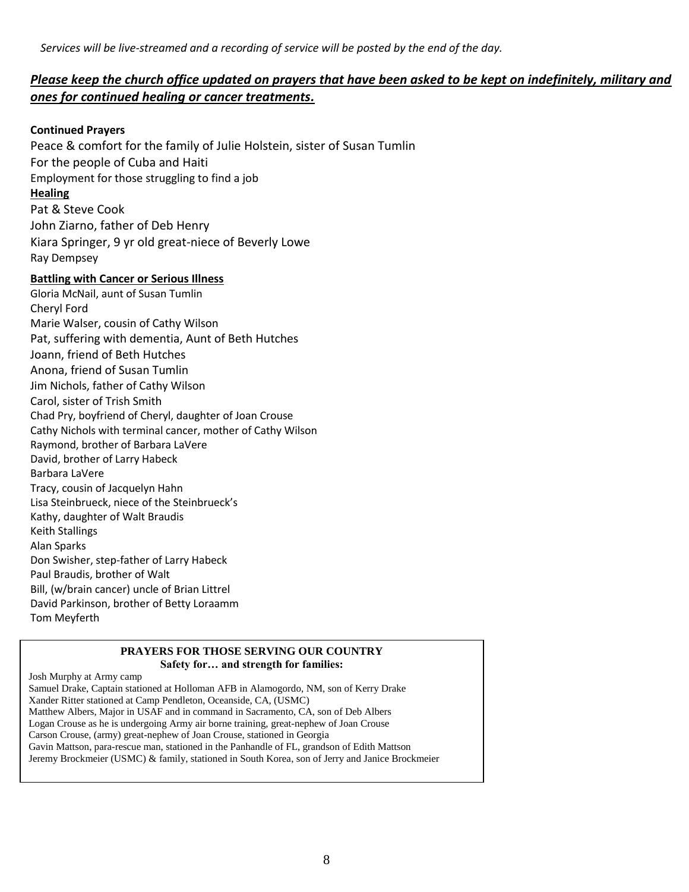*Services will be live-streamed and a recording of service will be posted by the end of the day.*

***Please keep the church office updated on prayers that have been asked to be kept on indefinitely, military and ones for continued healing or cancer treatments.***

**Continued Prayers**

Peace & comfort for the family of Julie Holstein, sister of Susan Tumlin

For the people of Cuba and Haiti

Employment for those struggling to find a job

**Healing**

Pat & Steve Cook

John Ziarno, father of Deb Henry

Kiara Springer, 9 yr old great-niece of Beverly Lowe

Ray Dempsey

**Battling with Cancer or Serious Illness**

Gloria McNail, aunt of Susan Tumlin

Cheryl Ford

Marie Walser, cousin of Cathy Wilson

Pat, suffering with dementia, Aunt of Beth Hutches

Joann, friend of Beth Hutches

Anona, friend of Susan Tumlin

Jim Nichols, father of Cathy Wilson

Carol, sister of Trish Smith

Chad Pry, boyfriend of Cheryl, daughter of Joan Crouse

Cathy Nichols with terminal cancer, mother of Cathy Wilson

Raymond, brother of Barbara LaVere

David, brother of Larry Habeck

Barbara LaVere

Tracy, cousin of Jacquelyn Hahn

Lisa Steinbrueck, niece of the Steinbrueck's

Kathy, daughter of Walt Braudis

Keith Stallings

Alan Sparks

Don Swisher, step-father of Larry Habeck

Paul Braudis, brother of Walt

Bill, (w/brain cancer) uncle of Brian Littrel

David Parkinson, brother of Betty Loraamm

Tom Meyferth

**PRAYERS FOR THOSE SERVING OUR COUNTRY**
**Safety for… and strength for families:**

Josh Murphy at Army camp

Samuel Drake, Captain stationed at Holloman AFB in Alamogordo, NM, son of Kerry Drake

Xander Ritter stationed at Camp Pendleton, Oceanside, CA, (USMC)

Matthew Albers, Major in USAF and in command in Sacramento, CA, son of Deb Albers

Logan Crouse as he is undergoing Army air borne training, great-nephew of Joan Crouse

Carson Crouse, (army) great-nephew of Joan Crouse, stationed in Georgia

Gavin Mattson, para-rescue man, stationed in the Panhandle of FL, grandson of Edith Mattson

Jeremy Brockmeier (USMC) & family, stationed in South Korea, son of Jerry and Janice Brockmeier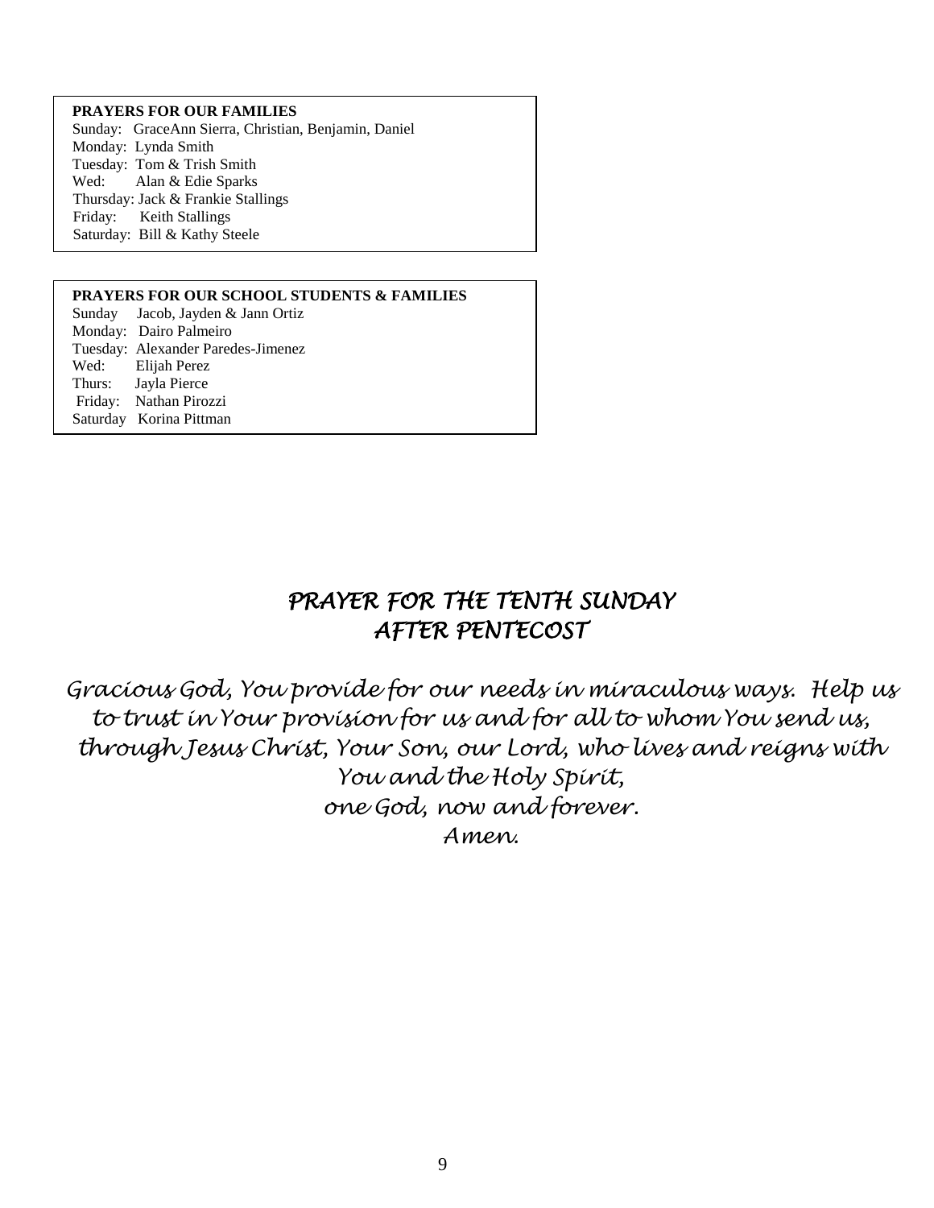**PRAYERS FOR OUR FAMILIES**

Sunday: GraceAnn Sierra, Christian, Benjamin, Daniel
Monday: Lynda Smith
Tuesday: Tom & Trish Smith
Wed: Alan & Edie Sparks
Thursday: Jack & Frankie Stallings
Friday: Keith Stallings
Saturday: Bill & Kathy Steele

**PRAYERS FOR OUR SCHOOL STUDENTS & FAMILIES**

Sunday Jacob, Jayden & Jann Ortiz
Monday: Dairo Palmeiro
Tuesday: Alexander Paredes-Jimenez
Wed: Elijah Perez
Thurs: Jayla Pierce
Friday: Nathan Pirozzi
Saturday Korina Pittman

## *PRAYER FOR THE TENTH SUNDAY AFTER PENTECOST*

*Gracious God, You provide for our needs in miraculous ways. Help us to trust in Your provision for us and for all to whom You send us, through Jesus Christ, Your Son, our Lord, who lives and reigns with You and the Holy Spirit,*
*one God, now and forever.*
*Amen.*